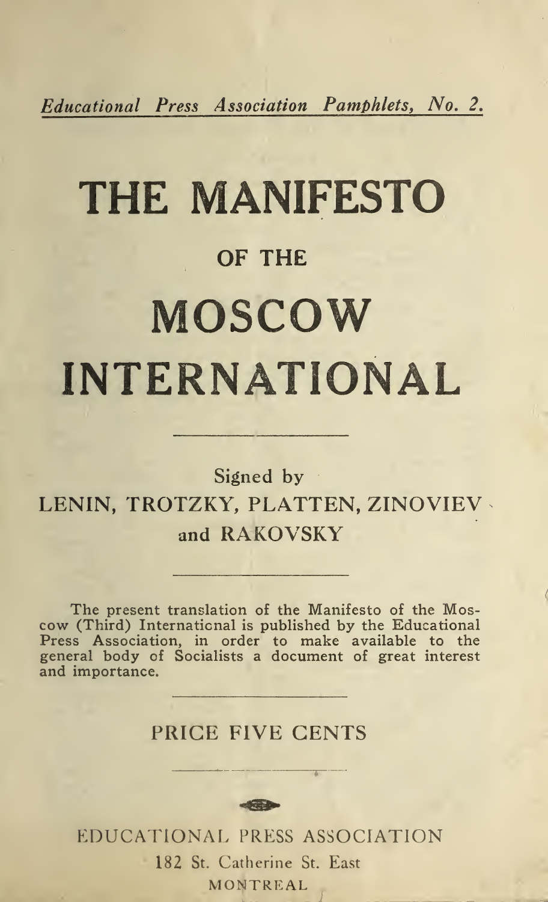*Educational Press Association Pamphlets, No. 2.*

# THE MANIFESTO

## OF THE

# MOSCOW INTERNATIONAL

---

Signed by

LENIN, TROTZKY, PLATTEN, ZINOVIEV and RAKOVSKY

---

The present translation of the Manifesto of the Moscow (Third) International is published by the Educational Press Association, in order to make available to the general body of Socialists a document of great interest and importance.

---

PRICE FIVE CENTS

---

EDUCATIONAL PRESS ASSOCIATION

182 St. Catherine St. East

MONTREAL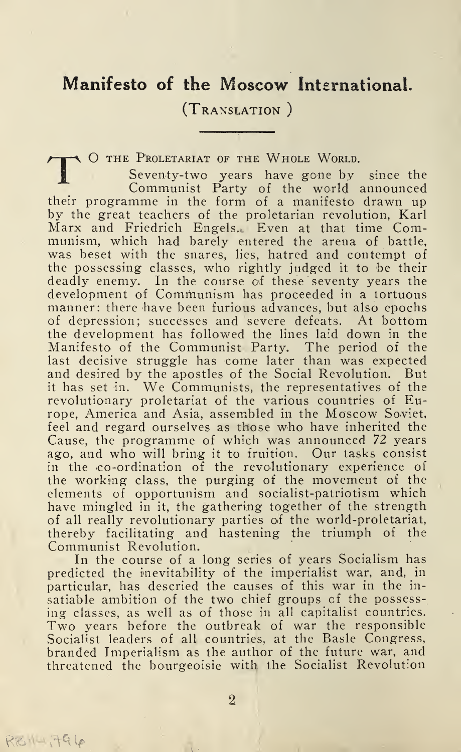## Manifesto of the Moscow International.

(TRANSLATION)

TO THE PROLETARIAT OF THE WHOLE WORLD.

Seventy-two years have gone by since the Communist Party of the world announced their programme in the form of a manifesto drawn up by the great teachers of the proletarian revolution, Karl Marx and Friedrich Engels. Even at that time Communism, which had barely entered the arena of battle, was beset with the snares, lies, hatred and contempt of the possessing classes, who rightly judged it to be their deadly enemy. In the course of these seventy years the development of Communism has proceeded in a tortuous manner: there have been furious advances, but also epochs of depression; successes and severe defeats. At bottom the development has followed the lines laid down in the Manifesto of the Communist Party. The period of the last decisive struggle has come later than was expected and desired by the apostles of the Social Revolution. But it has set in. We Communists, the representatives of the revolutionary proletariat of the various countries of Europe, America and Asia, assembled in the Moscow Soviet, feel and regard ourselves as those who have inherited the Cause, the programme of which was announced 72 years ago, and who will bring it to fruition. Our tasks consist in the co-ordination of the revolutionary experience of the working class, the purging of the movement of the elements of opportunism and socialist-patriotism which have mingled in it, the gathering together of the strength of all really revolutionary parties of the world-proletariat, thereby facilitating and hastening the triumph of the Communist Revolution.

In the course of a long series of years Socialism has predicted the inevitability of the imperialist war, and, in particular, has descried the causes of this war in the insatiable ambition of the two chief groups of the possessing classes, as well as of those in all capitalist countries. Two years before the outbreak of war the responsible Socialist leaders of all countries, at the Basle Congress, branded Imperialism as the author of the future war, and threatened the bourgeoisie with the Socialist Revolution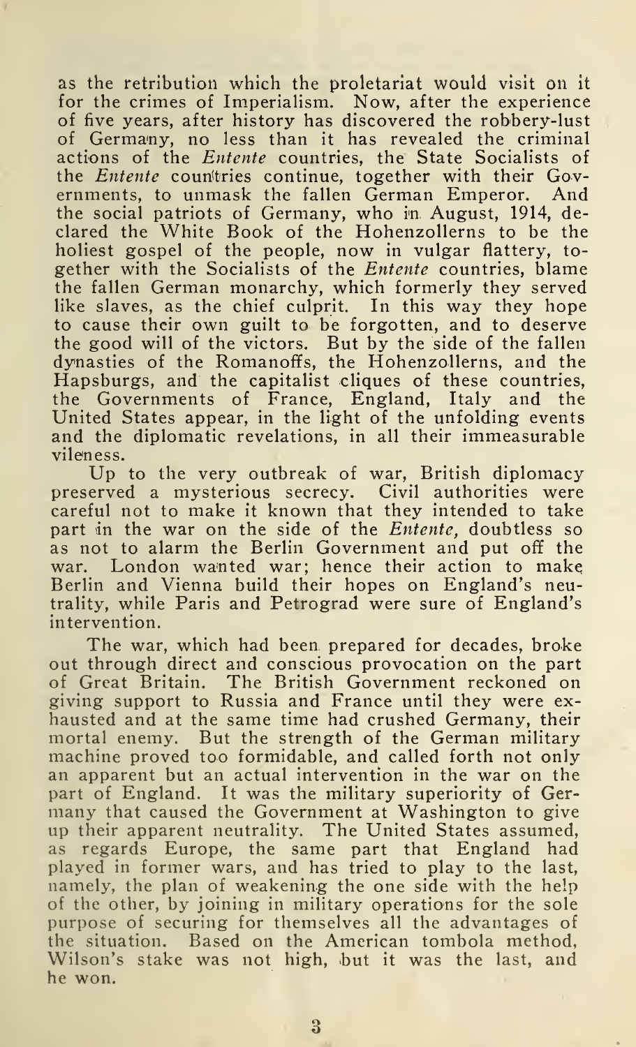as the retribution which the proletariat would visit on it for the crimes of Imperialism. Now, after the experience of five years, after history has discovered the robbery-lust of Germany, no less than it has revealed the criminal actions of the *Entente* countries, the State Socialists of the *Entente* countries continue, together with their Governments, to unmask the fallen German Emperor. And the social patriots of Germany, who in August, 1914, declared the White Book of the Hohenzollerns to be the holiest gospel of the people, now in vulgar flattery, together with the Socialists of the *Entente* countries, blame the fallen German monarchy, which formerly they served like slaves, as the chief culprit. In this way they hope to cause their own guilt to be forgotten, and to deserve the good will of the victors. But by the side of the fallen dynasties of the Romanoffs, the Hohenzollerns, and the Hapsburgs, and the capitalist cliques of these countries, the Governments of France, England, Italy and the United States appear, in the light of the unfolding events and the diplomatic revelations, in all their immeasurable vileness.

Up to the very outbreak of war, British diplomacy preserved a mysterious secrecy. Civil authorities were careful not to make it known that they intended to take part in the war on the side of the *Entente*, doubtless so as not to alarm the Berlin Government and put off the war. London wanted war; hence their action to make Berlin and Vienna build their hopes on England's neutrality, while Paris and Petrograd were sure of England's intervention.

The war, which had been prepared for decades, broke out through direct and conscious provocation on the part of Great Britain. The British Government reckoned on giving support to Russia and France until they were exhausted and at the same time had crushed Germany, their mortal enemy. But the strength of the German military machine proved too formidable, and called forth not only an apparent but an actual intervention in the war on the part of England. It was the military superiority of Germany that caused the Government at Washington to give up their apparent neutrality. The United States assumed, as regards Europe, the same part that England had played in former wars, and has tried to play to the last, namely, the plan of weakening the one side with the help of the other, by joining in military operations for the sole purpose of securing for themselves all the advantages of the situation. Based on the American tombola method, Wilson's stake was not high, but it was the last, and he won.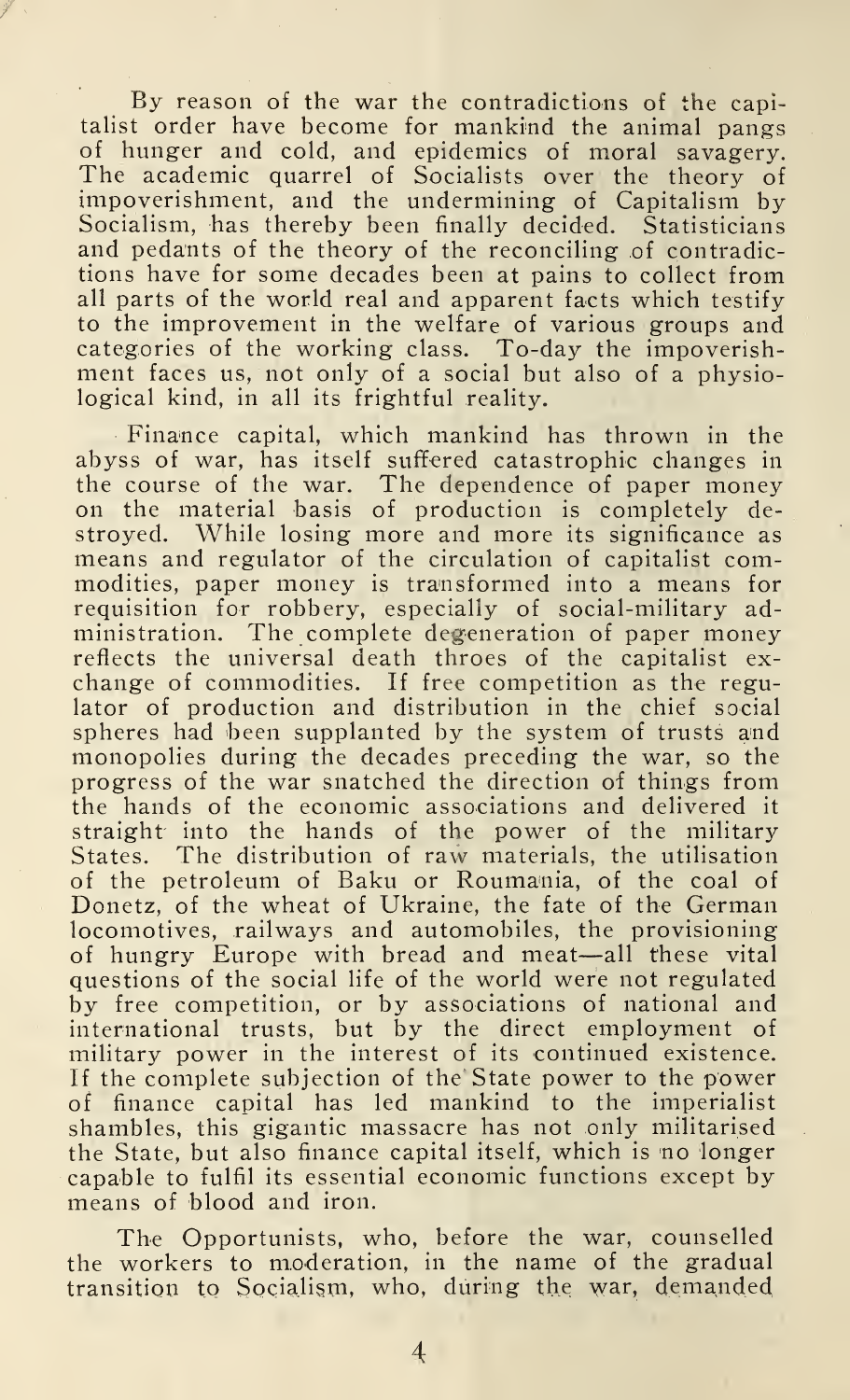By reason of the war the contradictions of the capitalist order have become for mankind the animal pangs of hunger and cold, and epidemics of moral savagery. The academic quarrel of Socialists over the theory of impoverishment, and the undermining of Capitalism by Socialism, has thereby been finally decided. Statisticians and pedants of the theory of the reconciling of contradictions have for some decades been at pains to collect from all parts of the world real and apparent facts which testify to the improvement in the welfare of various groups and categories of the working class. To-day the impoverishment faces us, not only of a social but also of a physiological kind, in all its frightful reality.

Finance capital, which mankind has thrown in the abyss of war, has itself suffered catastrophic changes in the course of the war. The dependence of paper money on the material basis of production is completely destroyed. While losing more and more its significance as means and regulator of the circulation of capitalist commodities, paper money is transformed into a means for requisition for robbery, especially of social-military administration. The complete degeneration of paper money reflects the universal death throes of the capitalist exchange of commodities. If free competition as the regulator of production and distribution in the chief social spheres had been supplanted by the system of trusts and monopolies during the decades preceding the war, so the progress of the war snatched the direction of things from the hands of the economic associations and delivered it straight into the hands of the power of the military States. The distribution of raw materials, the utilisation of the petroleum of Baku or Roumania, of the coal of Donetz, of the wheat of Ukraine, the fate of the German locomotives, railways and automobiles, the provisioning of hungry Europe with bread and meat—all these vital questions of the social life of the world were not regulated by free competition, or by associations of national and international trusts, but by the direct employment of military power in the interest of its continued existence. If the complete subjection of the State power to the power of finance capital has led mankind to the imperialist shambles, this gigantic massacre has not only militarised the State, but also finance capital itself, which is no longer capable to fulfil its essential economic functions except by means of blood and iron.

The Opportunists, who, before the war, counselled the workers to moderation, in the name of the gradual transition to Socialism, who, during the war, demanded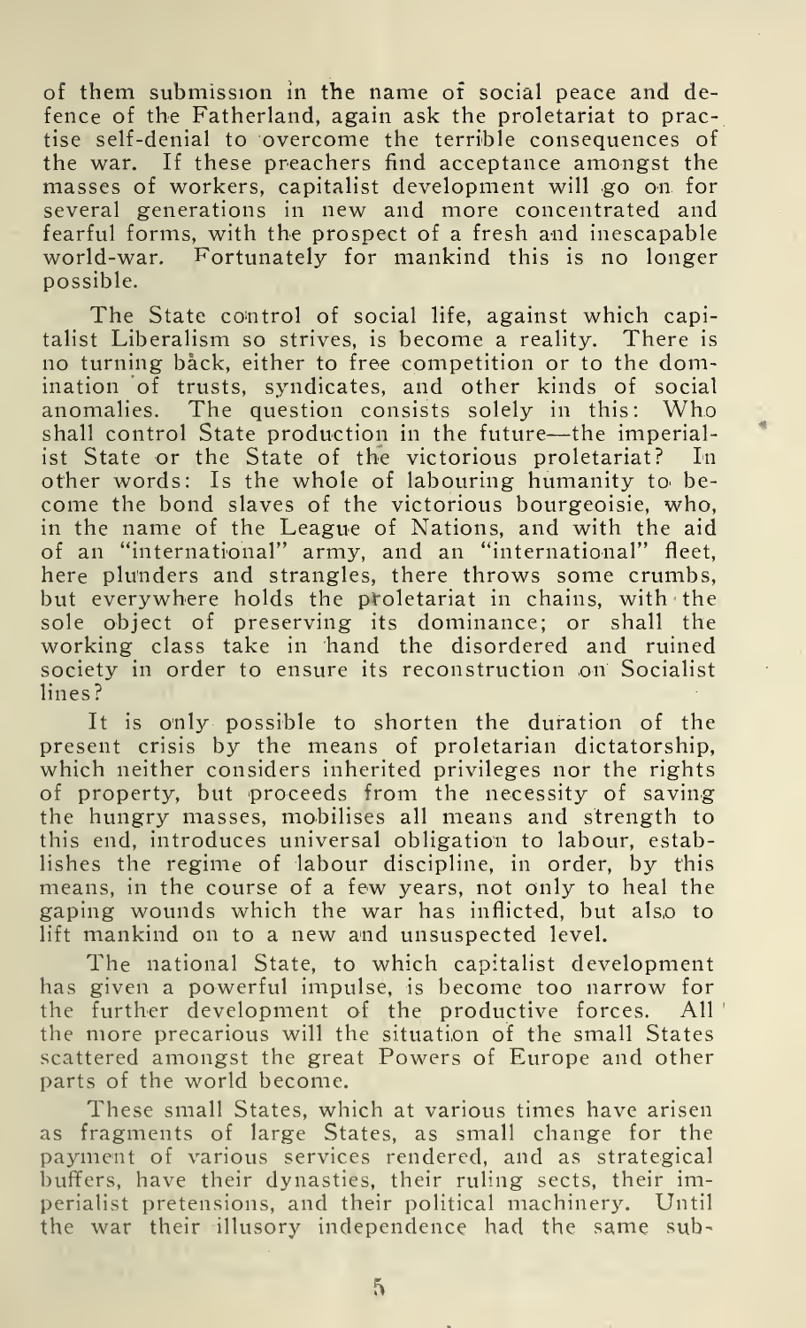of them submission in the name of social peace and defence of the Fatherland, again ask the proletariat to practise self-denial to overcome the terrible consequences of the war. If these preachers find acceptance amongst the masses of workers, capitalist development will go on for several generations in new and more concentrated and fearful forms, with the prospect of a fresh and inescapable world-war. Fortunately for mankind this is no longer possible.

The State control of social life, against which capitalist Liberalism so strives, is become a reality. There is no turning back, either to free competition or to the domination of trusts, syndicates, and other kinds of social anomalies. The question consists solely in this: Who shall control State production in the future—the imperialist State or the State of the victorious proletariat? In other words: Is the whole of labouring humanity to become the bond slaves of the victorious bourgeoisie, who, in the name of the League of Nations, and with the aid of an "international" army, and an "international" fleet, here plunders and strangles, there throws some crumbs, but everywhere holds the proletariat in chains, with the sole object of preserving its dominance; or shall the working class take in hand the disordered and ruined society in order to ensure its reconstruction on Socialist lines?

It is only possible to shorten the duration of the present crisis by the means of proletarian dictatorship, which neither considers inherited privileges nor the rights of property, but proceeds from the necessity of saving the hungry masses, mobilises all means and strength to this end, introduces universal obligation to labour, establishes the regime of labour discipline, in order, by this means, in the course of a few years, not only to heal the gaping wounds which the war has inflicted, but also to lift mankind on to a new and unsuspected level.

The national State, to which capitalist development has given a powerful impulse, is become too narrow for the further development of the productive forces. All the more precarious will the situation of the small States scattered amongst the great Powers of Europe and other parts of the world become.

These small States, which at various times have arisen as fragments of large States, as small change for the payment of various services rendered, and as strategical buffers, have their dynasties, their ruling sects, their imperialist pretensions, and their political machinery. Until the war their illusory independence had the same sub-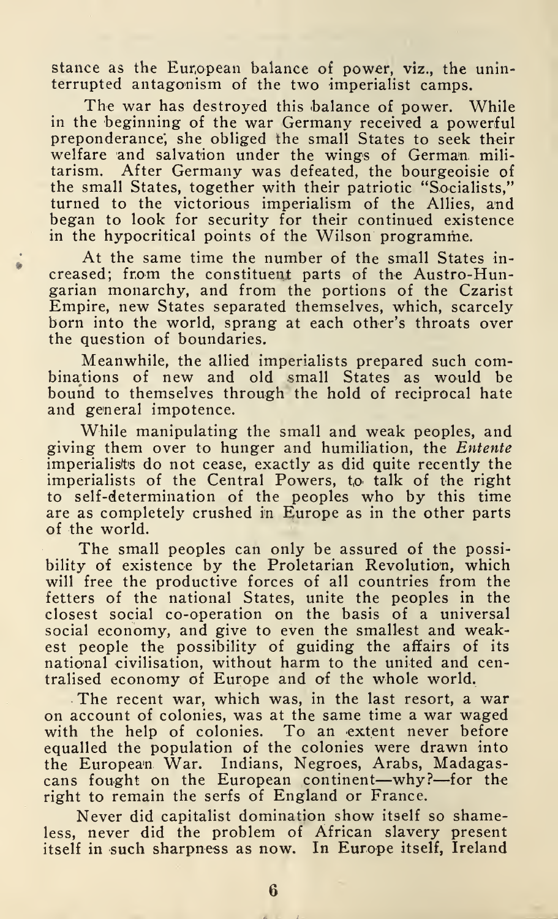stance as the European balance of power, viz., the uninterrupted antagonism of the two imperialist camps.

The war has destroyed this balance of power. While in the beginning of the war Germany received a powerful preponderance, she obliged the small States to seek their welfare and salvation under the wings of German militarism. After Germany was defeated, the bourgeoisie of the small States, together with their patriotic "Socialists," turned to the victorious imperialism of the Allies, and began to look for security for their continued existence in the hypocritical points of the Wilson programme.

At the same time the number of the small States increased; from the constituent parts of the Austro-Hungarian monarchy, and from the portions of the Czarist Empire, new States separated themselves, which, scarcely born into the world, sprang at each other's throats over the question of boundaries.

Meanwhile, the allied imperialists prepared such combinations of new and old small States as would be bound to themselves through the hold of reciprocal hate and general impotence.

While manipulating the small and weak peoples, and giving them over to hunger and humiliation, the *Entente* imperialists do not cease, exactly as did quite recently the imperialists of the Central Powers, to talk of the right to self-determination of the peoples who by this time are as completely crushed in Europe as in the other parts of the world.

The small peoples can only be assured of the possibility of existence by the Proletarian Revolution, which will free the productive forces of all countries from the fetters of the national States, unite the peoples in the closest social co-operation on the basis of a universal social economy, and give to even the smallest and weakest people the possibility of guiding the affairs of its national civilisation, without harm to the united and centralised economy of Europe and of the whole world.

The recent war, which was, in the last resort, a war on account of colonies, was at the same time a war waged with the help of colonies. To an extent never before equalled the population of the colonies were drawn into the European War. Indians, Negroes, Arabs, Madagascans fought on the European continent—why?—for the right to remain the serfs of England or France.

Never did capitalist domination show itself so shameless, never did the problem of African slavery present itself in such sharpness as now. In Europe itself, Ireland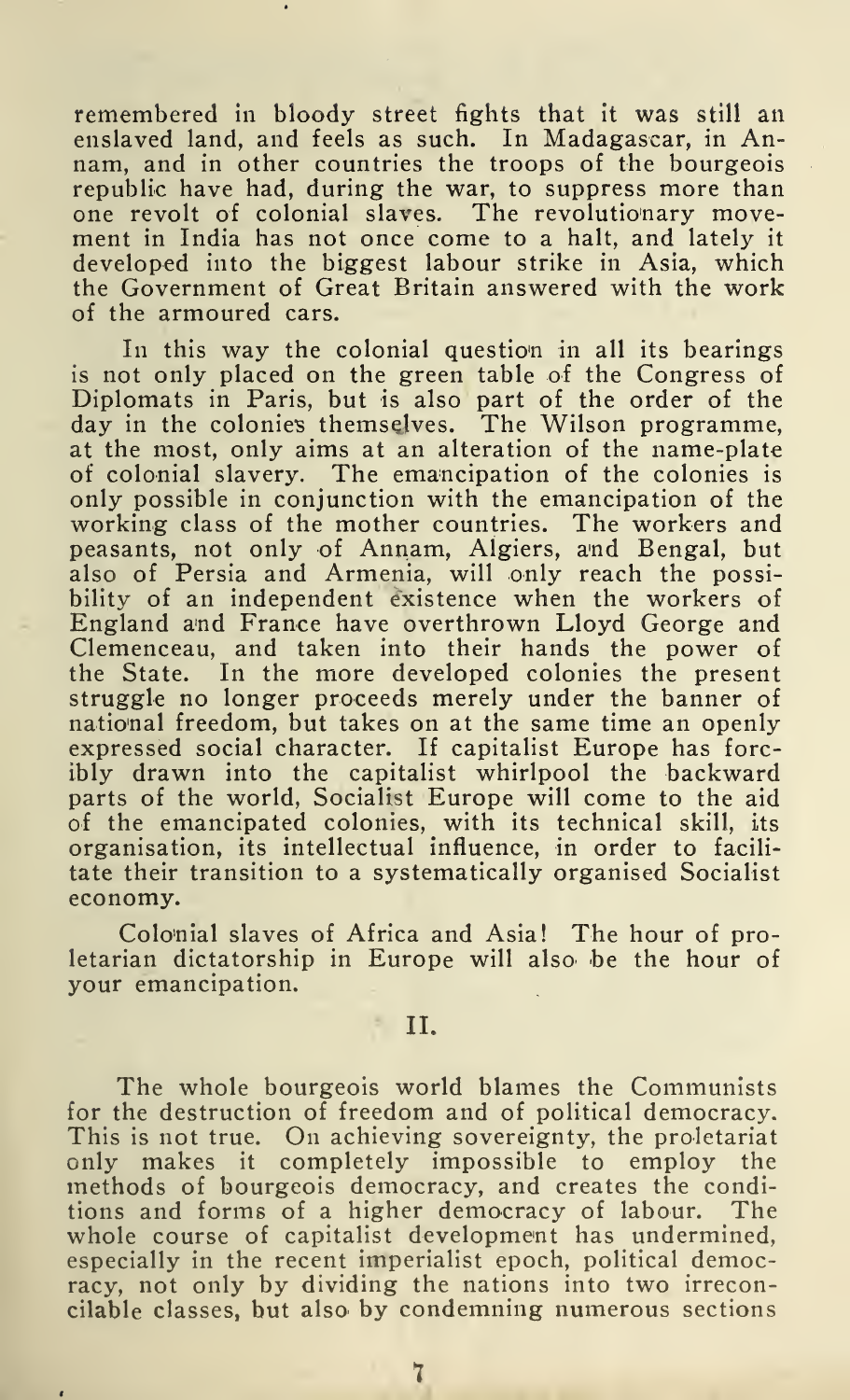remembered in bloody street fights that it was still an enslaved land, and feels as such. In Madagascar, in Annam, and in other countries the troops of the bourgeois republic have had, during the war, to suppress more than one revolt of colonial slaves. The revolutionary movement in India has not once come to a halt, and lately it developed into the biggest labour strike in Asia, which the Government of Great Britain answered with the work of the armoured cars.

In this way the colonial question in all its bearings is not only placed on the green table of the Congress of Diplomats in Paris, but is also part of the order of the day in the colonies themselves. The Wilson programme, at the most, only aims at an alteration of the name-plate of colonial slavery. The emancipation of the colonies is only possible in conjunction with the emancipation of the working class of the mother countries. The workers and peasants, not only of Annam, Algiers, and Bengal, but also of Persia and Armenia, will only reach the possibility of an independent existence when the workers of England and France have overthrown Lloyd George and Clemenceau, and taken into their hands the power of the State. In the more developed colonies the present struggle no longer proceeds merely under the banner of national freedom, but takes on at the same time an openly expressed social character. If capitalist Europe has forcibly drawn into the capitalist whirlpool the backward parts of the world, Socialist Europe will come to the aid of the emancipated colonies, with its technical skill, its organisation, its intellectual influence, in order to facilitate their transition to a systematically organised Socialist economy.

Colonial slaves of Africa and Asia! The hour of proletarian dictatorship in Europe will also be the hour of your emancipation.

## II.

The whole bourgeois world blames the Communists for the destruction of freedom and of political democracy. This is not true. On achieving sovereignty, the proletariat only makes it completely impossible to employ the methods of bourgeois democracy, and creates the conditions and forms of a higher democracy of labour. The whole course of capitalist development has undermined, especially in the recent imperialist epoch, political democracy, not only by dividing the nations into two irreconcilable classes, but also by condemning numerous sections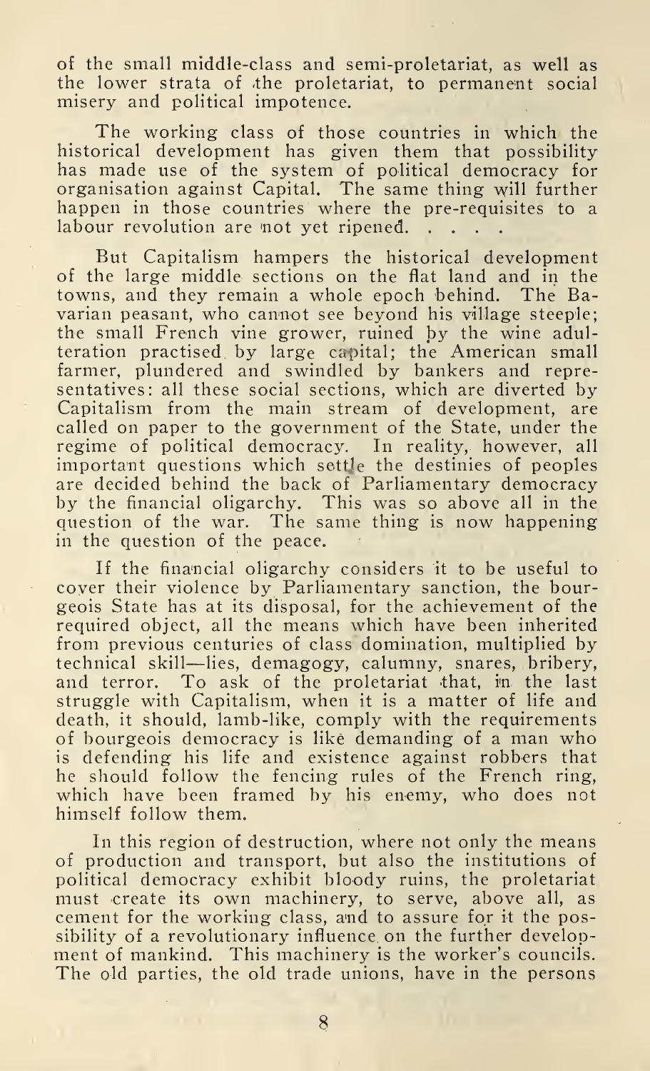of the small middle-class and semi-proletariat, as well as the lower strata of the proletariat, to permanent social misery and political impotence.

The working class of those countries in which the historical development has given them that possibility has made use of the system of political democracy for organisation against Capital. The same thing will further happen in those countries where the pre-requisites to a labour revolution are not yet ripened. . . . .

But Capitalism hampers the historical development of the large middle sections on the flat land and in the towns, and they remain a whole epoch behind. The Bavarian peasant, who cannot see beyond his village steeple; the small French vine grower, ruined by the wine adulteration practised by large capital; the American small farmer, plundered and swindled by bankers and representatives: all these social sections, which are diverted by Capitalism from the main stream of development, are called on paper to the government of the State, under the regime of political democracy. In reality, however, all important questions which settle the destinies of peoples are decided behind the back of Parliamentary democracy by the financial oligarchy. This was so above all in the question of the war. The same thing is now happening in the question of the peace.

If the financial oligarchy considers it to be useful to cover their violence by Parliamentary sanction, the bourgeois State has at its disposal, for the achievement of the required object, all the means which have been inherited from previous centuries of class domination, multiplied by technical skill—lies, demagogy, calumny, snares, bribery, and terror. To ask of the proletariat that, in the last struggle with Capitalism, when it is a matter of life and death, it should, lamb-like, comply with the requirements of bourgeois democracy is like demanding of a man who is defending his life and existence against robbers that he should follow the fencing rules of the French ring, which have been framed by his enemy, who does not himself follow them.

In this region of destruction, where not only the means of production and transport, but also the institutions of political democracy exhibit bloody ruins, the proletariat must create its own machinery, to serve, above all, as cement for the working class, and to assure for it the possibility of a revolutionary influence on the further development of mankind. This machinery is the worker's councils. The old parties, the old trade unions, have in the persons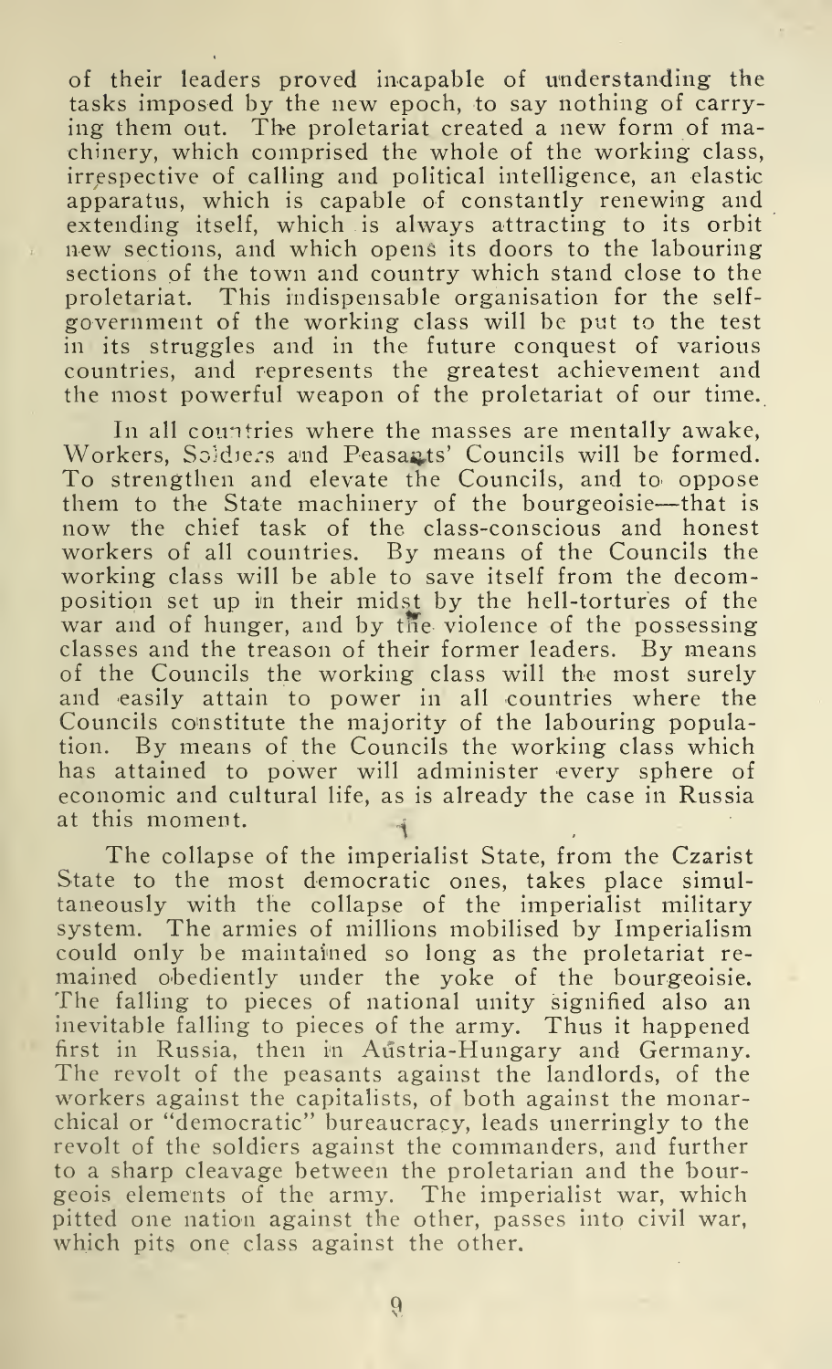of their leaders proved incapable of understanding the tasks imposed by the new epoch, to say nothing of carrying them out. The proletariat created a new form of machinery, which comprised the whole of the working class, irrespective of calling and political intelligence, an elastic apparatus, which is capable of constantly renewing and extending itself, which is always attracting to its orbit new sections, and which opens its doors to the labouring sections of the town and country which stand close to the proletariat. This indispensable organisation for the self-government of the working class will be put to the test in its struggles and in the future conquest of various countries, and represents the greatest achievement and the most powerful weapon of the proletariat of our time.

In all countries where the masses are mentally awake, Workers, Soldiers and Peasants' Councils will be formed. To strengthen and elevate the Councils, and to oppose them to the State machinery of the bourgeoisie—that is now the chief task of the class-conscious and honest workers of all countries. By means of the Councils the working class will be able to save itself from the decomposition set up in their midst by the hell-tortures of the war and of hunger, and by the violence of the possessing classes and the treason of their former leaders. By means of the Councils the working class will the most surely and easily attain to power in all countries where the Councils constitute the majority of the labouring population. By means of the Councils the working class which has attained to power will administer every sphere of economic and cultural life, as is already the case in Russia at this moment.

The collapse of the imperialist State, from the Czarist State to the most democratic ones, takes place simultaneously with the collapse of the imperialist military system. The armies of millions mobilised by Imperialism could only be maintained so long as the proletariat remained obediently under the yoke of the bourgeoisie. The falling to pieces of national unity signified also an inevitable falling to pieces of the army. Thus it happened first in Russia, then in Austria-Hungary and Germany. The revolt of the peasants against the landlords, of the workers against the capitalists, of both against the monarchical or "democratic" bureaucracy, leads unerringly to the revolt of the soldiers against the commanders, and further to a sharp cleavage between the proletarian and the bourgeois elements of the army. The imperialist war, which pitted one nation against the other, passes into civil war, which pits one class against the other.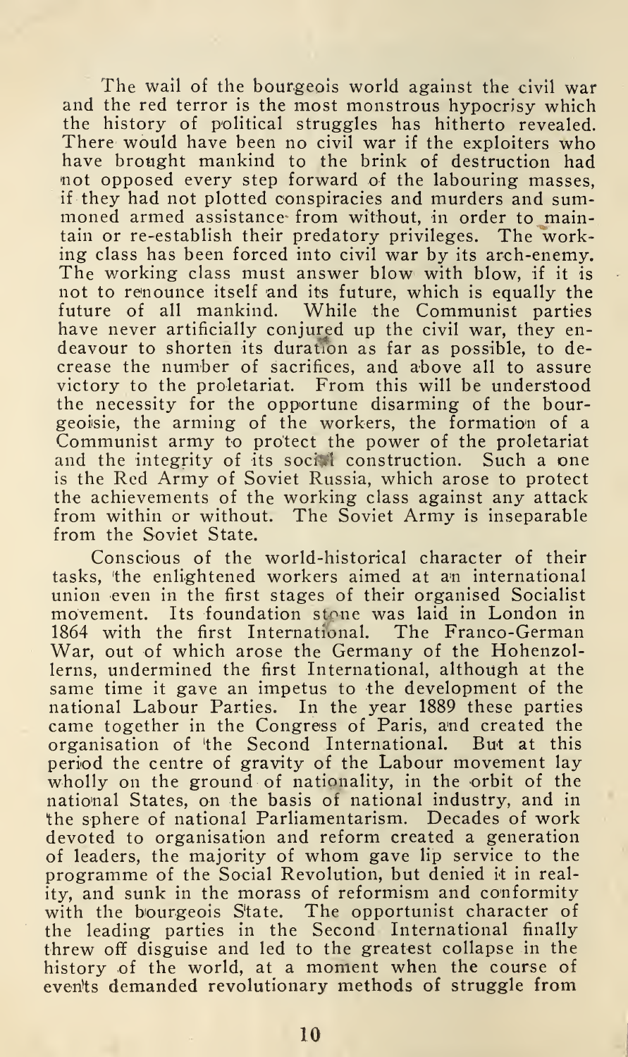The wail of the bourgeois world against the civil war and the red terror is the most monstrous hypocrisy which the history of political struggles has hitherto revealed. There would have been no civil war if the exploiters who have brought mankind to the brink of destruction had not opposed every step forward of the labouring masses, if they had not plotted conspiracies and murders and summoned armed assistance from without, in order to maintain or re-establish their predatory privileges. The working class has been forced into civil war by its arch-enemy. The working class must answer blow with blow, if it is not to renounce itself and its future, which is equally the future of all mankind. While the Communist parties have never artificially conjured up the civil war, they endeavour to shorten its duration as far as possible, to decrease the number of sacrifices, and above all to assure victory to the proletariat. From this will be understood the necessity for the opportune disarming of the bourgeoisie, the arming of the workers, the formation of a Communist army to protect the power of the proletariat and the integrity of its social construction. Such a one is the Red Army of Soviet Russia, which arose to protect the achievements of the working class against any attack from within or without. The Soviet Army is inseparable from the Soviet State.

Conscious of the world-historical character of their tasks, the enlightened workers aimed at an international union even in the first stages of their organised Socialist movement. Its foundation stone was laid in London in 1864 with the first International. The Franco-German War, out of which arose the Germany of the Hohenzollerns, undermined the first International, although at the same time it gave an impetus to the development of the national Labour Parties. In the year 1889 these parties came together in the Congress of Paris, and created the organisation of the Second International. But at this period the centre of gravity of the Labour movement lay wholly on the ground of nationality, in the orbit of the national States, on the basis of national industry, and in the sphere of national Parliamentarism. Decades of work devoted to organisation and reform created a generation of leaders, the majority of whom gave lip service to the programme of the Social Revolution, but denied it in reality, and sunk in the morass of reformism and conformity with the bourgeois State. The opportunist character of the leading parties in the Second International finally threw off disguise and led to the greatest collapse in the history of the world, at a moment when the course of events demanded revolutionary methods of struggle from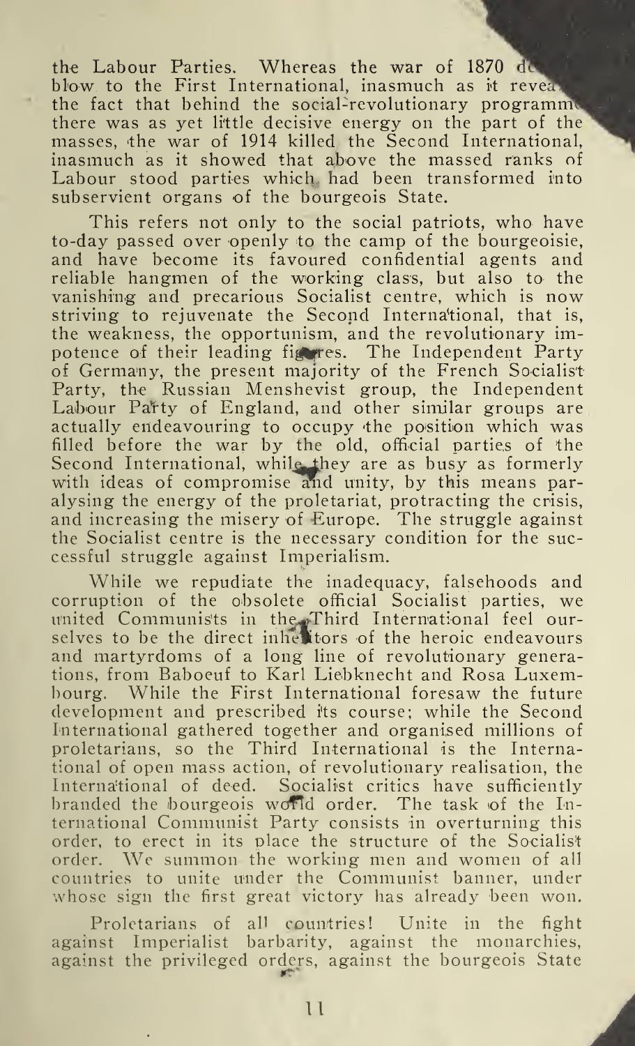the Labour Parties. Whereas the war of 1870 dealt a blow to the First International, inasmuch as it revealed the fact that behind the social-revolutionary programme there was as yet little decisive energy on the part of the masses, the war of 1914 killed the Second International, inasmuch as it showed that above the massed ranks of Labour stood parties which had been transformed into subservient organs of the bourgeois State.

This refers not only to the social patriots, who have to-day passed over openly to the camp of the bourgeoisie, and have become its favoured confidential agents and reliable hangmen of the working class, but also to the vanishing and precarious Socialist centre, which is now striving to rejuvenate the Second International, that is, the weakness, the opportunism, and the revolutionary impotence of their leading figures. The Independent Party of Germany, the present majority of the French Socialist Party, the Russian Menshevist group, the Independent Labour Party of England, and other similar groups are actually endeavouring to occupy the position which was filled before the war by the old, official parties of the Second International, while they are as busy as formerly with ideas of compromise and unity, by this means paralysing the energy of the proletariat, protracting the crisis, and increasing the misery of Europe. The struggle against the Socialist centre is the necessary condition for the successful struggle against Imperialism.

While we repudiate the inadequacy, falsehoods and corruption of the obsolete official Socialist parties, we united Communists in the Third International feel ourselves to be the direct inheritors of the heroic endeavours and martyrdoms of a long line of revolutionary generations, from Baboeuf to Karl Liebknecht and Rosa Luxembourg. While the First International foresaw the future development and prescribed its course; while the Second International gathered together and organised millions of proletarians, so the Third International is the International of open mass action, of revolutionary realisation, the International of deed. Socialist critics have sufficiently branded the bourgeois world order. The task of the International Communist Party consists in overturning this order, to erect in its place the structure of the Socialist order. We summon the working men and women of all countries to unite under the Communist banner, under whose sign the first great victory has already been won.

Proletarians of all countries! Unite in the fight against Imperialist barbarity, against the monarchies, against the privileged orders, against the bourgeois State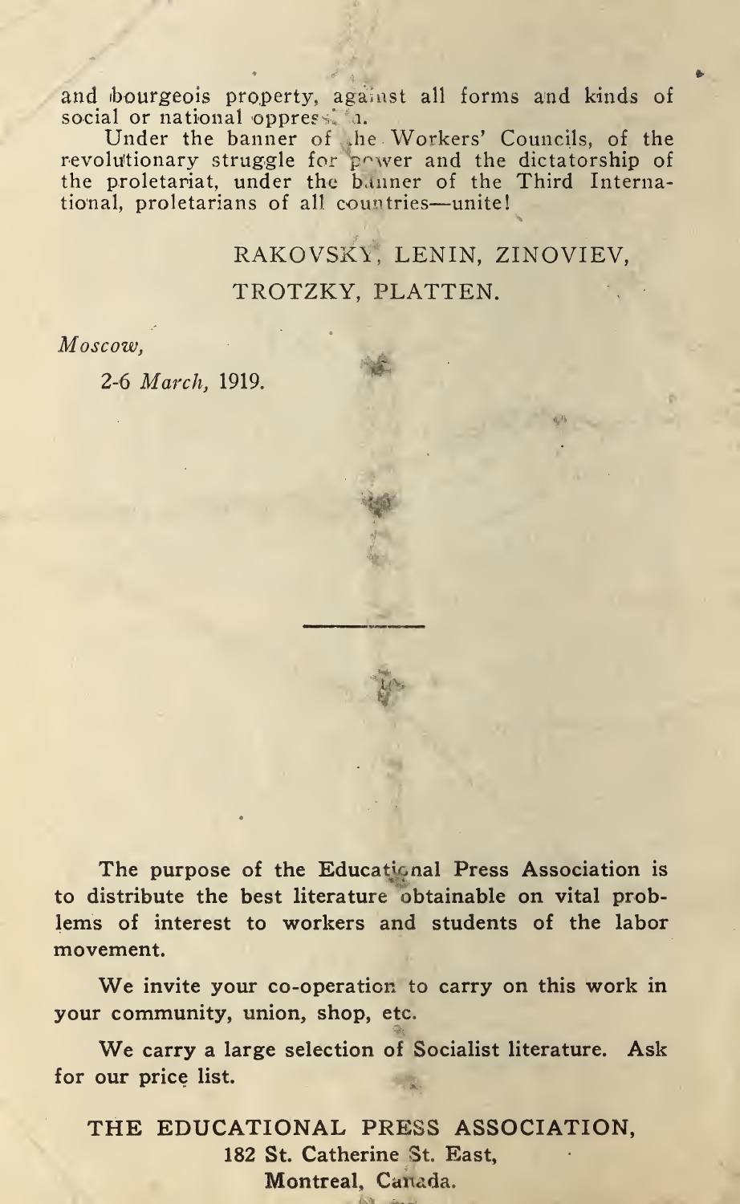and bourgeois property, against all forms and kinds of social or national oppression.

Under the banner of the Workers' Councils, of the revolutionary struggle for power and the dictatorship of the proletariat, under the banner of the Third International, proletarians of all countries—unite!

RAKOVSKY, LENIN, ZINOVIEV,
TROTZKY, PLATTEN.

*Moscow,*

2-6 *March,* 1919.

---

**The purpose of the Educational Press Association is to distribute the best literature obtainable on vital problems of interest to workers and students of the labor movement.**

**We invite your co-operation to carry on this work in your community, union, shop, etc.**

**We carry a large selection of Socialist literature. Ask for our price list.**

**THE EDUCATIONAL PRESS ASSOCIATION,**
**182 St. Catherine St. East,**
**Montreal, Canada.**